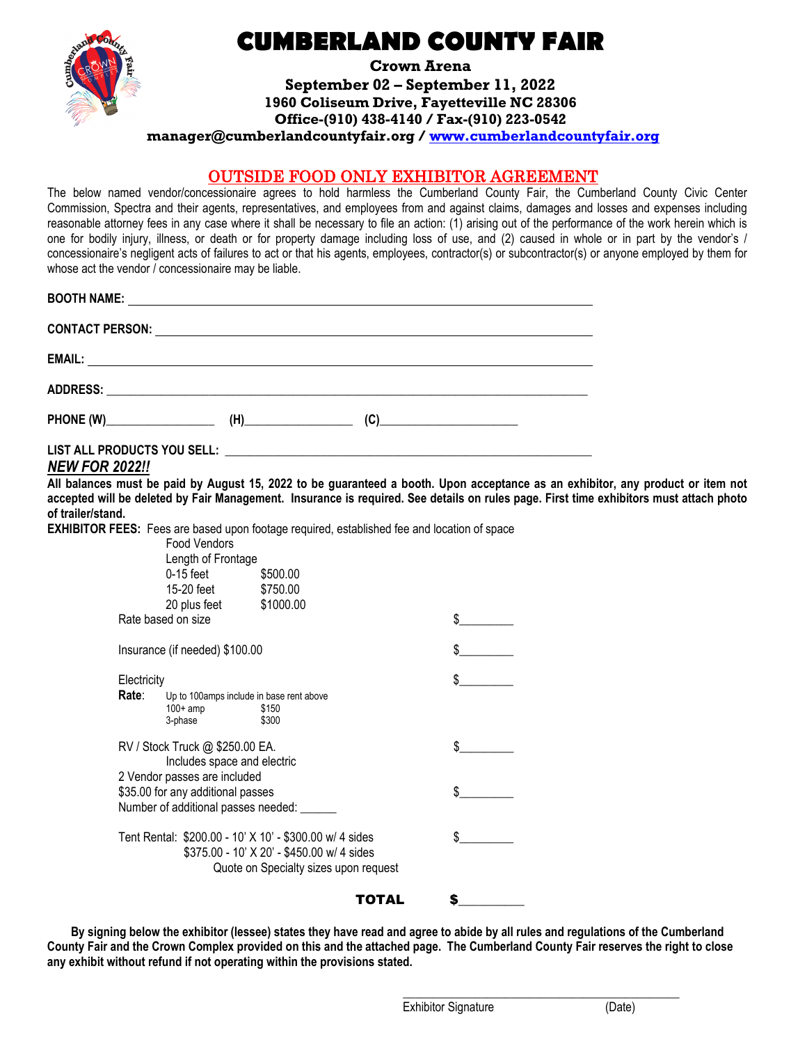# CUMBERLAND COUNTY FAIR

**Crown Arena**
**September 02 – September 11, 2022**
**1960 Coliseum Drive, Fayetteville NC 28306**
**Office-(910) 438-4140 / Fax-(910) 223-0542**
**manager@cumberlandcountyfair.org / www.cumberlandcountyfair.org**

## OUTSIDE FOOD ONLY EXHIBITOR AGREEMENT

The below named vendor/concessionaire agrees to hold harmless the Cumberland County Fair, the Cumberland County Civic Center Commission, Spectra and their agents, representatives, and employees from and against claims, damages and losses and expenses including reasonable attorney fees in any case where it shall be necessary to file an action: (1) arising out of the performance of the work herein which is one for bodily injury, illness, or death or for property damage including loss of use, and (2) caused in whole or in part by the vendor's / concessionaire's negligent acts of failures to act or that his agents, employees, contractor(s) or subcontractor(s) or anyone employed by them for whose act the vendor / concessionaire may be liable.

**BOOTH NAME:** ______________________________

**CONTACT PERSON:** ______________________________

**EMAIL:** ______________________________

**ADDRESS:** ______________________________

**PHONE (W)**__________________ **(H)**__________________ **(C)**______________________

**LIST ALL PRODUCTS YOU SELL:** ______________________________

***NEW FOR 2022!!***

**All balances must be paid by August 15, 2022 to be guaranteed a booth. Upon acceptance as an exhibitor, any product or item not accepted will be deleted by Fair Management. Insurance is required. See details on rules page. First time exhibitors must attach photo of trailer/stand.**

**EXHIBITOR FEES:** Fees are based upon footage required, established fee and location of space

Food Vendors
Length of Frontage

| | |
|---|---|
| 0-15 feet | $500.00 |
| 15-20 feet | $750.00 |
| 20 plus feet | $1000.00 |

Rate based on size $_________

Insurance (if needed) $100.00 $_________

Electricity $_________

**Rate**: Up to 100amps include in base rent above

| | |
|---|---|
| 100+ amp | $150 |
| 3-phase | $300 |

RV / Stock Truck @ $250.00 EA. $_________
Includes space and electric

2 Vendor passes are included
$35.00 for any additional passes $_________
Number of additional passes needed: ______

Tent Rental: $200.00 - 10' X 10' - $300.00 w/ 4 sides $_________
$375.00 - 10' X 20' - $450.00 w/ 4 sides
Quote on Specialty sizes upon request

**TOTAL** **$__________**

**By signing below the exhibitor (lessee) states they have read and agree to abide by all rules and regulations of the Cumberland County Fair and the Crown Complex provided on this and the attached page. The Cumberland County Fair reserves the right to close any exhibit without refund if not operating within the provisions stated.**

______________________________________________
Exhibitor Signature (Date)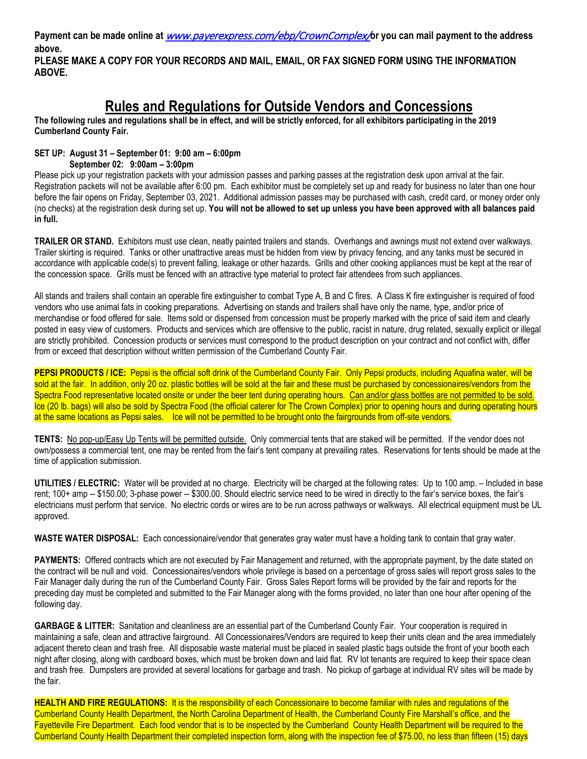**Payment can be made online at [www.payerexpress.com/ebp/CrownComplex/](www.payerexpress.com/ebp/CrownComplex/) or you can mail payment to the address above.**

**PLEASE MAKE A COPY FOR YOUR RECORDS AND MAIL, EMAIL, OR FAX SIGNED FORM USING THE INFORMATION ABOVE.**

# Rules and Regulations for Outside Vendors and Concessions

**The following rules and regulations shall be in effect, and will be strictly enforced, for all exhibitors participating in the 2019 Cumberland County Fair.**

**SET UP: August 31 – September 01: 9:00 am – 6:00pm**
**September 02: 9:00am – 3:00pm**

Please pick up your registration packets with your admission passes and parking passes at the registration desk upon arrival at the fair. Registration packets will not be available after 6:00 pm. Each exhibitor must be completely set up and ready for business no later than one hour before the fair opens on Friday, September 03, 2021. Additional admission passes may be purchased with cash, credit card, or money order only (no checks) at the registration desk during set up. **You will not be allowed to set up unless you have been approved with all balances paid in full.**

**TRAILER OR STAND.** Exhibitors must use clean, neatly painted trailers and stands. Overhangs and awnings must not extend over walkways. Trailer skirting is required. Tanks or other unattractive areas must be hidden from view by privacy fencing, and any tanks must be secured in accordance with applicable code(s) to prevent falling, leakage or other hazards. Grills and other cooking appliances must be kept at the rear of the concession space. Grills must be fenced with an attractive type material to protect fair attendees from such appliances.

All stands and trailers shall contain an operable fire extinguisher to combat Type A, B and C fires. A Class K fire extinguisher is required of food vendors who use animal fats in cooking preparations. Advertising on stands and trailers shall have only the name, type, and/or price of merchandise or food offered for sale. Items sold or dispensed from concession must be properly marked with the price of said item and clearly posted in easy view of customers. Products and services which are offensive to the public, racist in nature, drug related, sexually explicit or illegal are strictly prohibited. Concession products or services must correspond to the product description on your contract and not conflict with, differ from or exceed that description without written permission of the Cumberland County Fair.

**PEPSI PRODUCTS / ICE:** Pepsi is the official soft drink of the Cumberland County Fair. Only Pepsi products, including Aquafina water, will be sold at the fair. In addition, only 20 oz. plastic bottles will be sold at the fair and these must be purchased by concessionaires/vendors from the Spectra Food representative located onsite or under the beer tent during operating hours. Can and/or glass bottles are not permitted to be sold. Ice (20 lb. bags) will also be sold by Spectra Food (the official caterer for The Crown Complex) prior to opening hours and during operating hours at the same locations as Pepsi sales. Ice will not be permitted to be brought onto the fairgrounds from off-site vendors.

**TENTS:** No pop-up/Easy Up Tents will be permitted outside. Only commercial tents that are staked will be permitted. If the vendor does not own/possess a commercial tent, one may be rented from the fair's tent company at prevailing rates. Reservations for tents should be made at the time of application submission.

**UTILITIES / ELECTRIC:** Water will be provided at no charge. Electricity will be charged at the following rates: Up to 100 amp. – Included in base rent; 100+ amp -- $150.00; 3-phase power -- $300.00. Should electric service need to be wired in directly to the fair's service boxes, the fair's electricians must perform that service. No electric cords or wires are to be run across pathways or walkways. All electrical equipment must be UL approved.

**WASTE WATER DISPOSAL:** Each concessionaire/vendor that generates gray water must have a holding tank to contain that gray water.

**PAYMENTS:** Offered contracts which are not executed by Fair Management and returned, with the appropriate payment, by the date stated on the contract will be null and void. Concessionaires/vendors whole privilege is based on a percentage of gross sales will report gross sales to the Fair Manager daily during the run of the Cumberland County Fair. Gross Sales Report forms will be provided by the fair and reports for the preceding day must be completed and submitted to the Fair Manager along with the forms provided, no later than one hour after opening of the following day.

**GARBAGE & LITTER:** Sanitation and cleanliness are an essential part of the Cumberland County Fair. Your cooperation is required in maintaining a safe, clean and attractive fairground. All Concessionaires/Vendors are required to keep their units clean and the area immediately adjacent thereto clean and trash free. All disposable waste material must be placed in sealed plastic bags outside the front of your booth each night after closing, along with cardboard boxes, which must be broken down and laid flat. RV lot tenants are required to keep their space clean and trash free. Dumpsters are provided at several locations for garbage and trash. No pickup of garbage at individual RV sites will be made by the fair.

**HEALTH AND FIRE REGULATIONS:** It is the responsibility of each Concessionaire to become familiar with rules and regulations of the Cumberland County Health Department, the North Carolina Department of Health, the Cumberland County Fire Marshall's office, and the Fayetteville Fire Department. Each food vendor that is to be inspected by the Cumberland County Health Department will be required to the Cumberland County Health Department their completed inspection form, along with the inspection fee of $75.00, no less than fifteen (15) days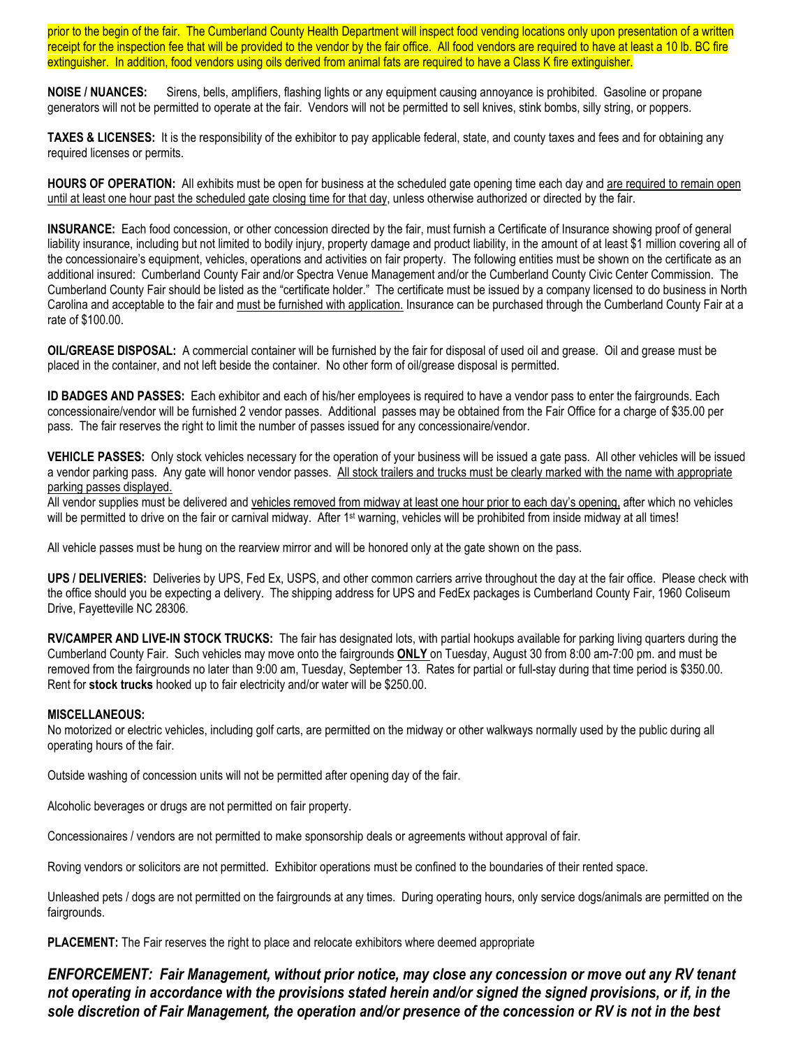prior to the begin of the fair. The Cumberland County Health Department will inspect food vending locations only upon presentation of a written receipt for the inspection fee that will be provided to the vendor by the fair office. All food vendors are required to have at least a 10 lb. BC fire extinguisher. In addition, food vendors using oils derived from animal fats are required to have a Class K fire extinguisher.

**NOISE / NUANCES:** Sirens, bells, amplifiers, flashing lights or any equipment causing annoyance is prohibited. Gasoline or propane generators will not be permitted to operate at the fair. Vendors will not be permitted to sell knives, stink bombs, silly string, or poppers.

**TAXES & LICENSES:** It is the responsibility of the exhibitor to pay applicable federal, state, and county taxes and fees and for obtaining any required licenses or permits.

**HOURS OF OPERATION:** All exhibits must be open for business at the scheduled gate opening time each day and are required to remain open until at least one hour past the scheduled gate closing time for that day, unless otherwise authorized or directed by the fair.

**INSURANCE:** Each food concession, or other concession directed by the fair, must furnish a Certificate of Insurance showing proof of general liability insurance, including but not limited to bodily injury, property damage and product liability, in the amount of at least $1 million covering all of the concessionaire's equipment, vehicles, operations and activities on fair property. The following entities must be shown on the certificate as an additional insured: Cumberland County Fair and/or Spectra Venue Management and/or the Cumberland County Civic Center Commission. The Cumberland County Fair should be listed as the "certificate holder." The certificate must be issued by a company licensed to do business in North Carolina and acceptable to the fair and must be furnished with application. Insurance can be purchased through the Cumberland County Fair at a rate of $100.00.

**OIL/GREASE DISPOSAL:** A commercial container will be furnished by the fair for disposal of used oil and grease. Oil and grease must be placed in the container, and not left beside the container. No other form of oil/grease disposal is permitted.

**ID BADGES AND PASSES:** Each exhibitor and each of his/her employees is required to have a vendor pass to enter the fairgrounds. Each concessionaire/vendor will be furnished 2 vendor passes. Additional passes may be obtained from the Fair Office for a charge of $35.00 per pass. The fair reserves the right to limit the number of passes issued for any concessionaire/vendor.

**VEHICLE PASSES:** Only stock vehicles necessary for the operation of your business will be issued a gate pass. All other vehicles will be issued a vendor parking pass. Any gate will honor vendor passes. All stock trailers and trucks must be clearly marked with the name with appropriate parking passes displayed.

All vendor supplies must be delivered and vehicles removed from midway at least one hour prior to each day's opening, after which no vehicles will be permitted to drive on the fair or carnival midway. After 1st warning, vehicles will be prohibited from inside midway at all times!

All vehicle passes must be hung on the rearview mirror and will be honored only at the gate shown on the pass.

**UPS / DELIVERIES:** Deliveries by UPS, Fed Ex, USPS, and other common carriers arrive throughout the day at the fair office. Please check with the office should you be expecting a delivery. The shipping address for UPS and FedEx packages is Cumberland County Fair, 1960 Coliseum Drive, Fayetteville NC 28306.

**RV/CAMPER AND LIVE-IN STOCK TRUCKS:** The fair has designated lots, with partial hookups available for parking living quarters during the Cumberland County Fair. Such vehicles may move onto the fairgrounds **ONLY** on Tuesday, August 30 from 8:00 am-7:00 pm. and must be removed from the fairgrounds no later than 9:00 am, Tuesday, September 13. Rates for partial or full-stay during that time period is $350.00. Rent for **stock trucks** hooked up to fair electricity and/or water will be $250.00.

**MISCELLANEOUS:**

No motorized or electric vehicles, including golf carts, are permitted on the midway or other walkways normally used by the public during all operating hours of the fair.

Outside washing of concession units will not be permitted after opening day of the fair.

Alcoholic beverages or drugs are not permitted on fair property.

Concessionaires / vendors are not permitted to make sponsorship deals or agreements without approval of fair.

Roving vendors or solicitors are not permitted. Exhibitor operations must be confined to the boundaries of their rented space.

Unleashed pets / dogs are not permitted on the fairgrounds at any times. During operating hours, only service dogs/animals are permitted on the fairgrounds.

**PLACEMENT:** The Fair reserves the right to place and relocate exhibitors where deemed appropriate

***ENFORCEMENT: Fair Management, without prior notice, may close any concession or move out any RV tenant not operating in accordance with the provisions stated herein and/or signed the signed provisions, or if, in the sole discretion of Fair Management, the operation and/or presence of the concession or RV is not in the best***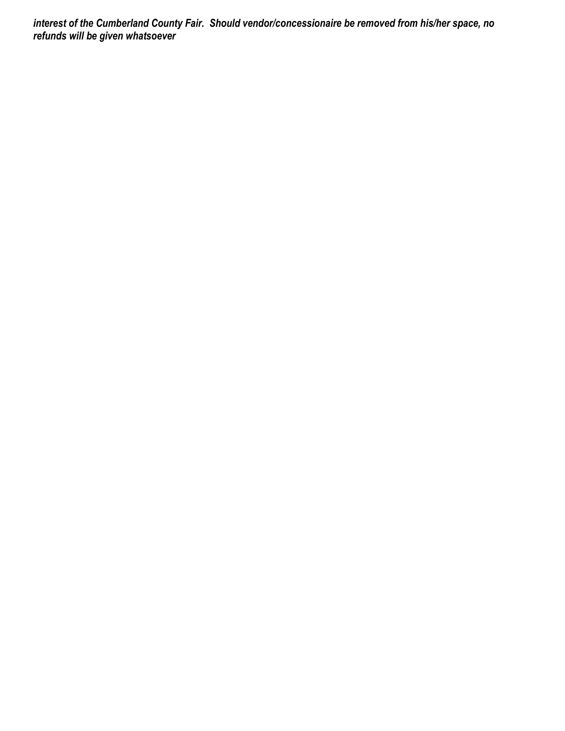***interest of the Cumberland County Fair. Should vendor/concessionaire be removed from his/her space, no refunds will be given whatsoever***